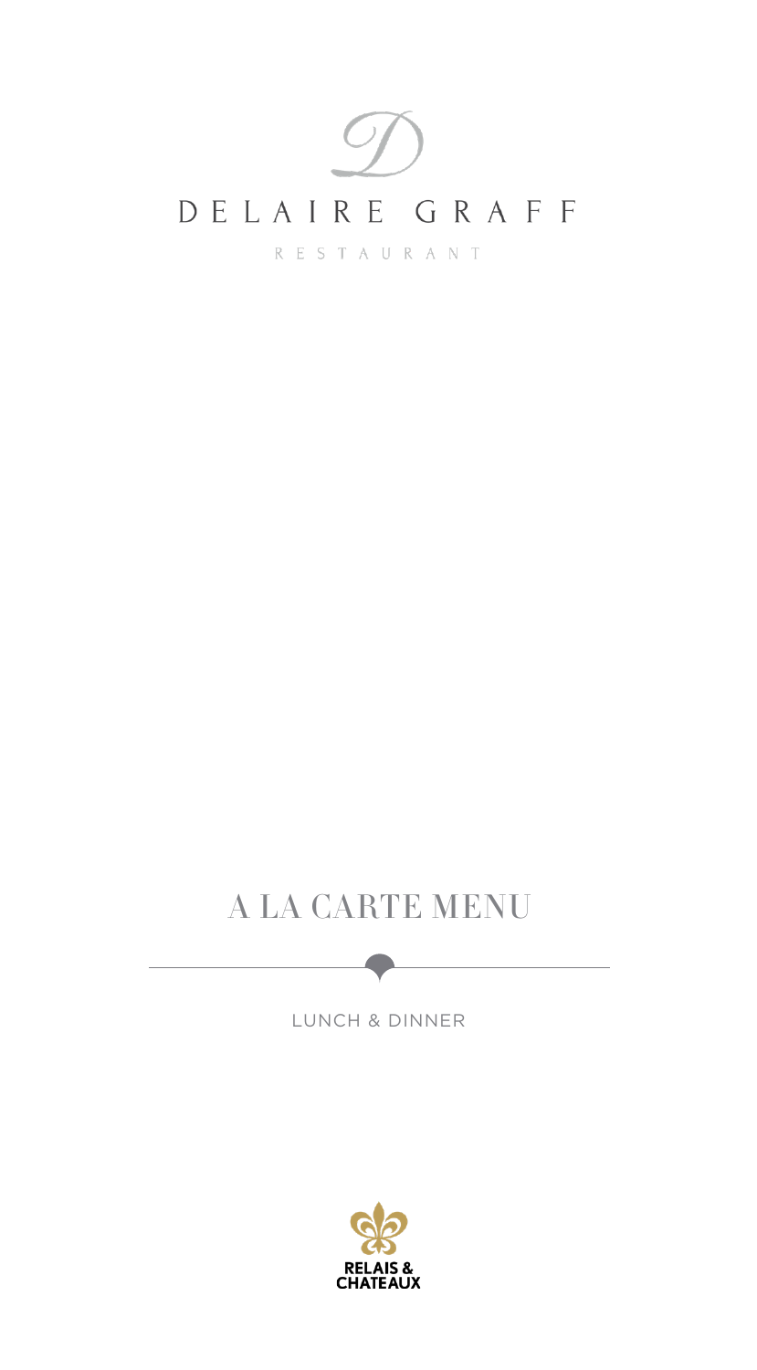D

# DELAIRE GRAFF

RESTAURANT

## A LA CARTE MENU

LUNCH & DINNER

RELAIS & CHATEAUX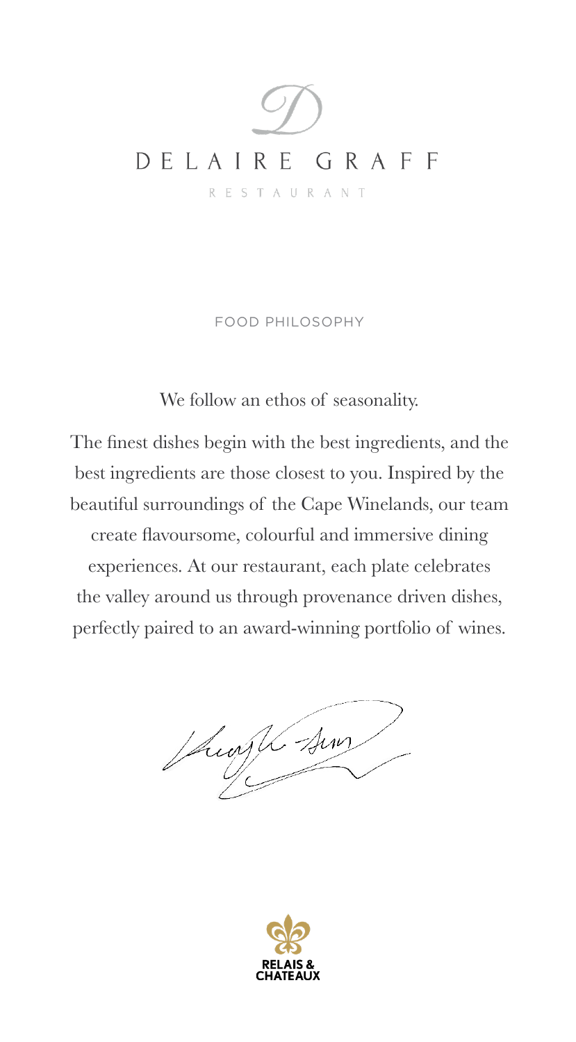# DELAIRE GRAFF

RESTAURANT

## FOOD PHILOSOPHY

We follow an ethos of seasonality.

The finest dishes begin with the best ingredients, and the best ingredients are those closest to you. Inspired by the beautiful surroundings of the Cape Winelands, our team create flavoursome, colourful and immersive dining experiences. At our restaurant, each plate celebrates the valley around us through provenance driven dishes, perfectly paired to an award-winning portfolio of wines.

RELAIS & CHATEAUX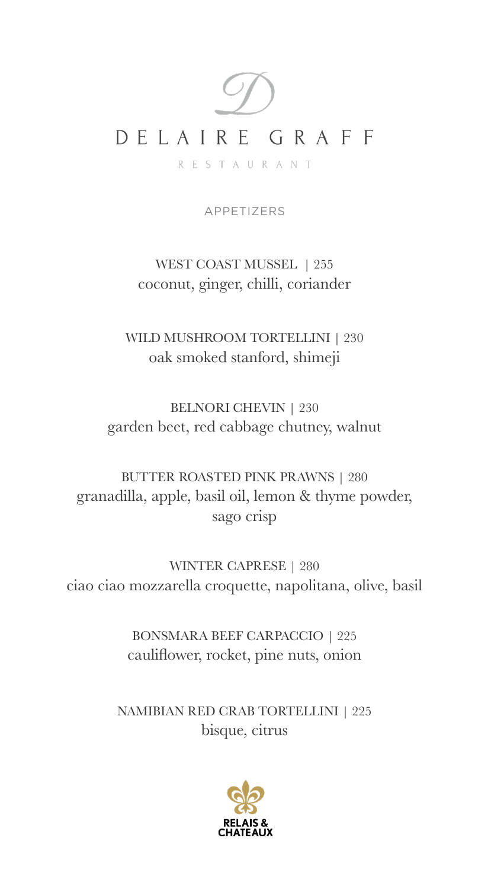# DELAIRE GRAFF

RESTAURANT

## APPETIZERS

WEST COAST MUSSEL | 255
coconut, ginger, chilli, coriander

WILD MUSHROOM TORTELLINI | 230
oak smoked stanford, shimeji

BELNORI CHEVIN | 230
garden beet, red cabbage chutney, walnut

BUTTER ROASTED PINK PRAWNS | 280
granadilla, apple, basil oil, lemon & thyme powder, sago crisp

WINTER CAPRESE | 280
ciao ciao mozzarella croquette, napolitana, olive, basil

BONSMARA BEEF CARPACCIO | 225
cauliflower, rocket, pine nuts, onion

NAMIBIAN RED CRAB TORTELLINI | 225
bisque, citrus

RELAIS & CHATEAUX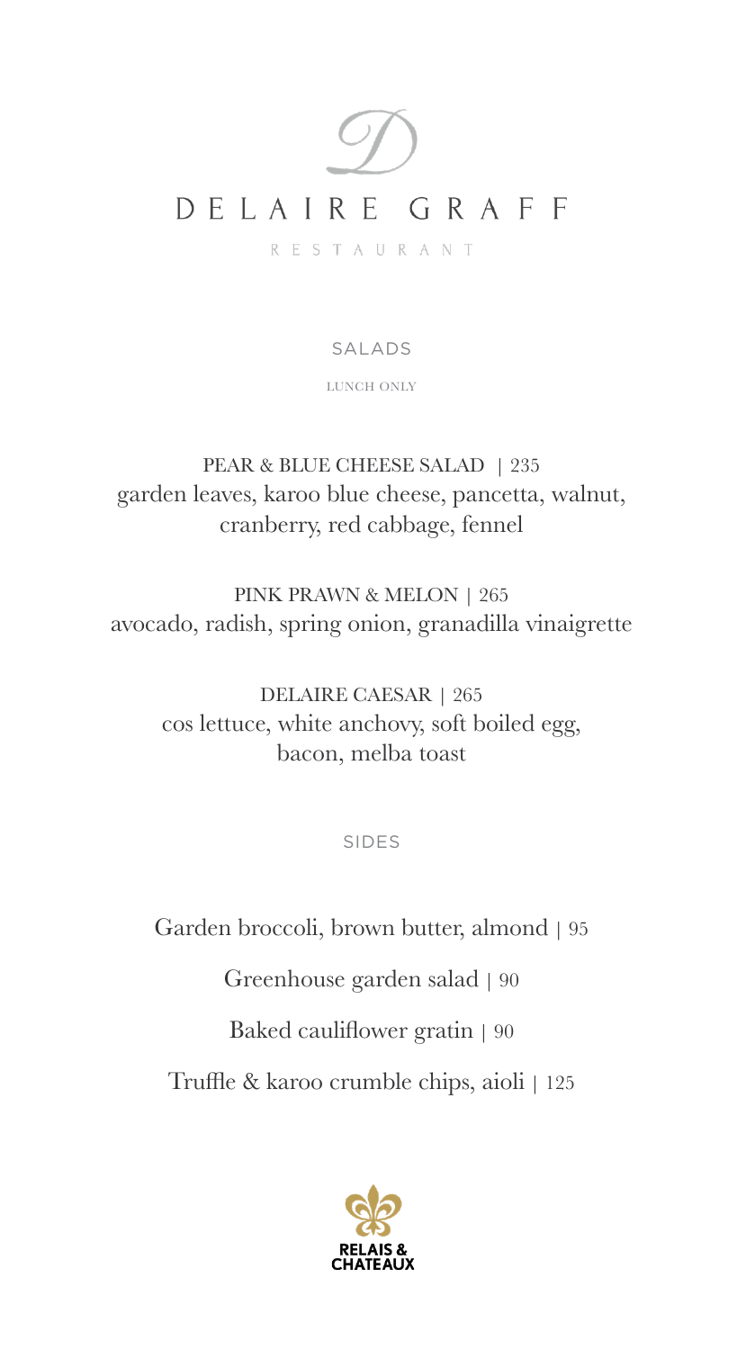# DELAIRE GRAFF

RESTAURANT

## SALADS

LUNCH ONLY

PEAR & BLUE CHEESE SALAD | 235
garden leaves, karoo blue cheese, pancetta, walnut, cranberry, red cabbage, fennel

PINK PRAWN & MELON | 265
avocado, radish, spring onion, granadilla vinaigrette

DELAIRE CAESAR | 265
cos lettuce, white anchovy, soft boiled egg, bacon, melba toast

## SIDES

Garden broccoli, brown butter, almond | 95

Greenhouse garden salad | 90

Baked cauliflower gratin | 90

Truffle & karoo crumble chips, aioli | 125

RELAIS & CHATEAUX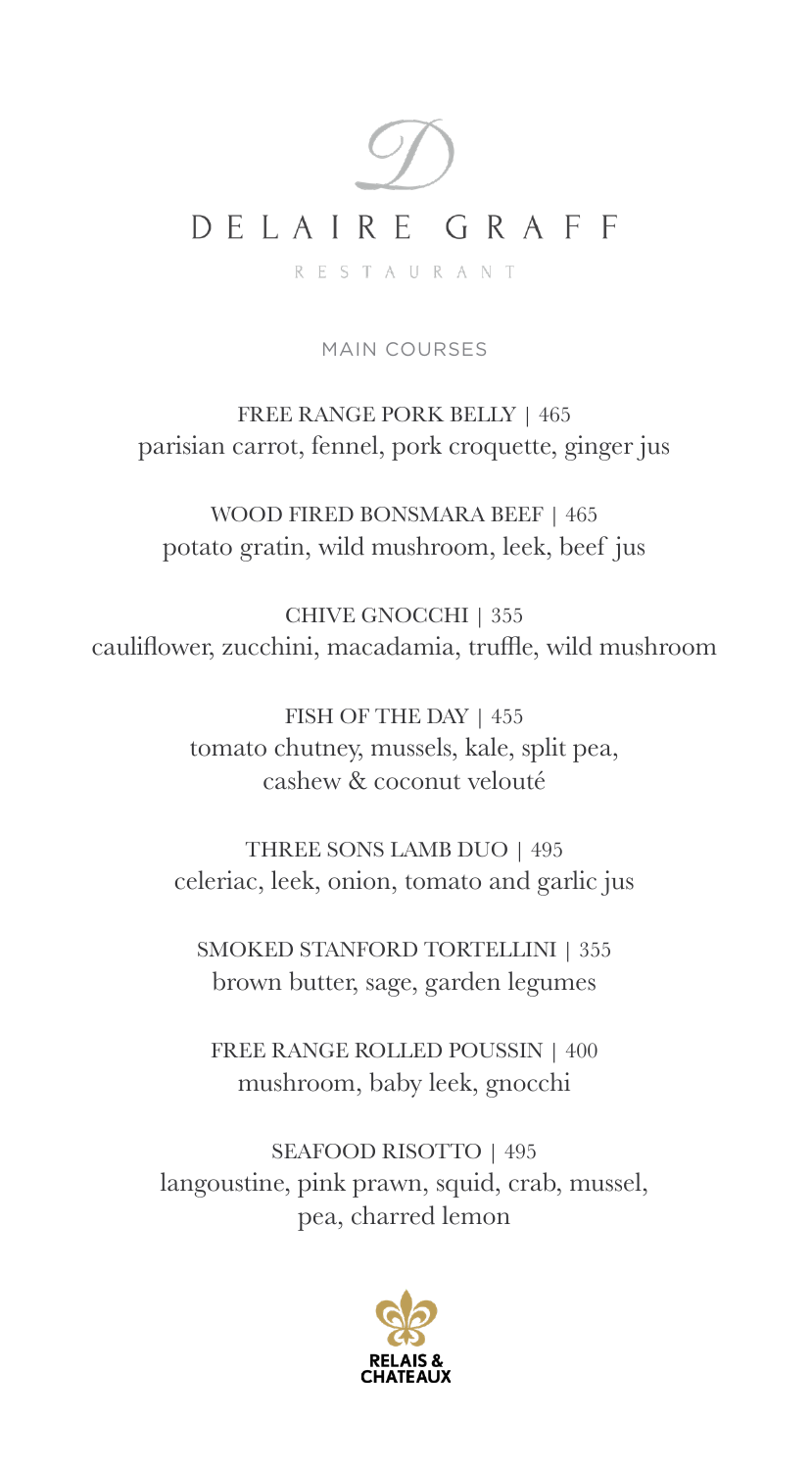# DELAIRE GRAFF

RESTAURANT

## MAIN COURSES

FREE RANGE PORK BELLY | 465
parisian carrot, fennel, pork croquette, ginger jus

WOOD FIRED BONSMARA BEEF | 465
potato gratin, wild mushroom, leek, beef jus

CHIVE GNOCCHI | 355
cauliflower, zucchini, macadamia, truffle, wild mushroom

FISH OF THE DAY | 455
tomato chutney, mussels, kale, split pea,
cashew & coconut velouté

THREE SONS LAMB DUO | 495
celeriac, leek, onion, tomato and garlic jus

SMOKED STANFORD TORTELLINI | 355
brown butter, sage, garden legumes

FREE RANGE ROLLED POUSSIN | 400
mushroom, baby leek, gnocchi

SEAFOOD RISOTTO | 495
langoustine, pink prawn, squid, crab, mussel,
pea, charred lemon

RELAIS & CHATEAUX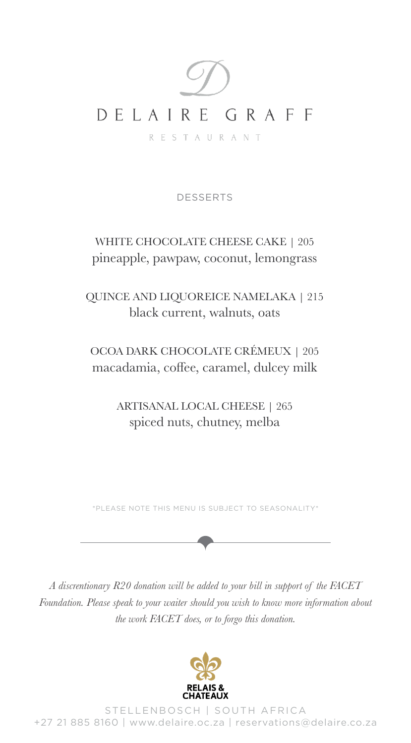# DELAIRE GRAFF

RESTAURANT

## DESSERTS

WHITE CHOCOLATE CHEESE CAKE | 205
pineapple, pawpaw, coconut, lemongrass

QUINCE AND LIQUOREICE NAMELAKA | 215
black current, walnuts, oats

OCOA DARK CHOCOLATE CRÉMEUX | 205
macadamia, coffee, caramel, dulcey milk

ARTISANAL LOCAL CHEESE | 265
spiced nuts, chutney, melba

*PLEASE NOTE THIS MENU IS SUBJECT TO SEASONALITY*

*A discrentionary R20 donation will be added to your bill in support of the FACET Foundation. Please speak to your waiter should you wish to know more information about the work FACET does, or to forgo this donation.*

RELAIS & CHATEAUX

STELLENBOSCH | SOUTH AFRICA
+27 21 885 8160 | www.delaire.oc.za | reservations@delaire.co.za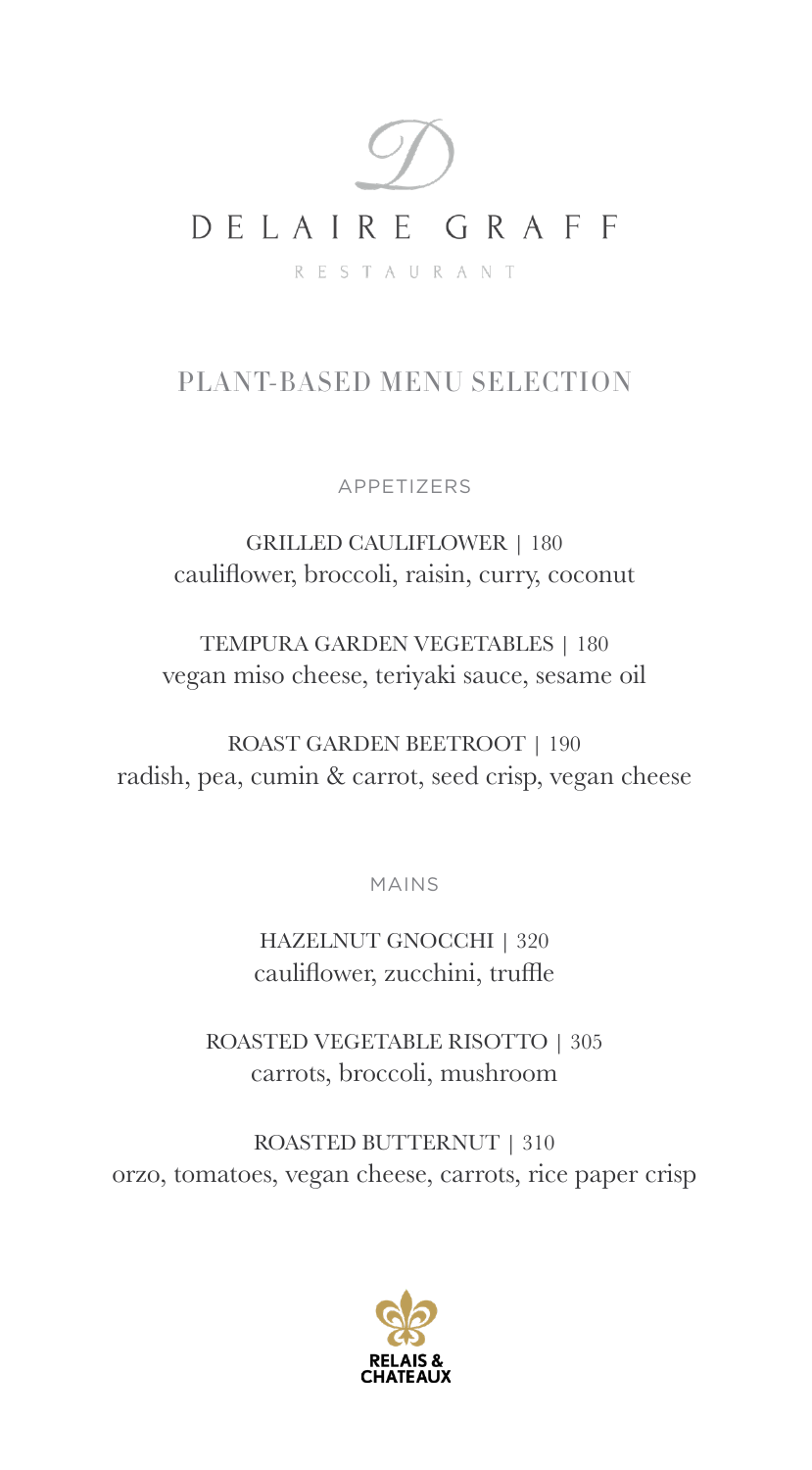# DELAIRE GRAFF

RESTAURANT

## PLANT-BASED MENU SELECTION

### APPETIZERS

GRILLED CAULIFLOWER | 180
cauliflower, broccoli, raisin, curry, coconut

TEMPURA GARDEN VEGETABLES | 180
vegan miso cheese, teriyaki sauce, sesame oil

ROAST GARDEN BEETROOT | 190
radish, pea, cumin & carrot, seed crisp, vegan cheese

### MAINS

HAZELNUT GNOCCHI | 320
cauliflower, zucchini, truffle

ROASTED VEGETABLE RISOTTO | 305
carrots, broccoli, mushroom

ROASTED BUTTERNUT | 310
orzo, tomatoes, vegan cheese, carrots, rice paper crisp

RELAIS & CHATEAUX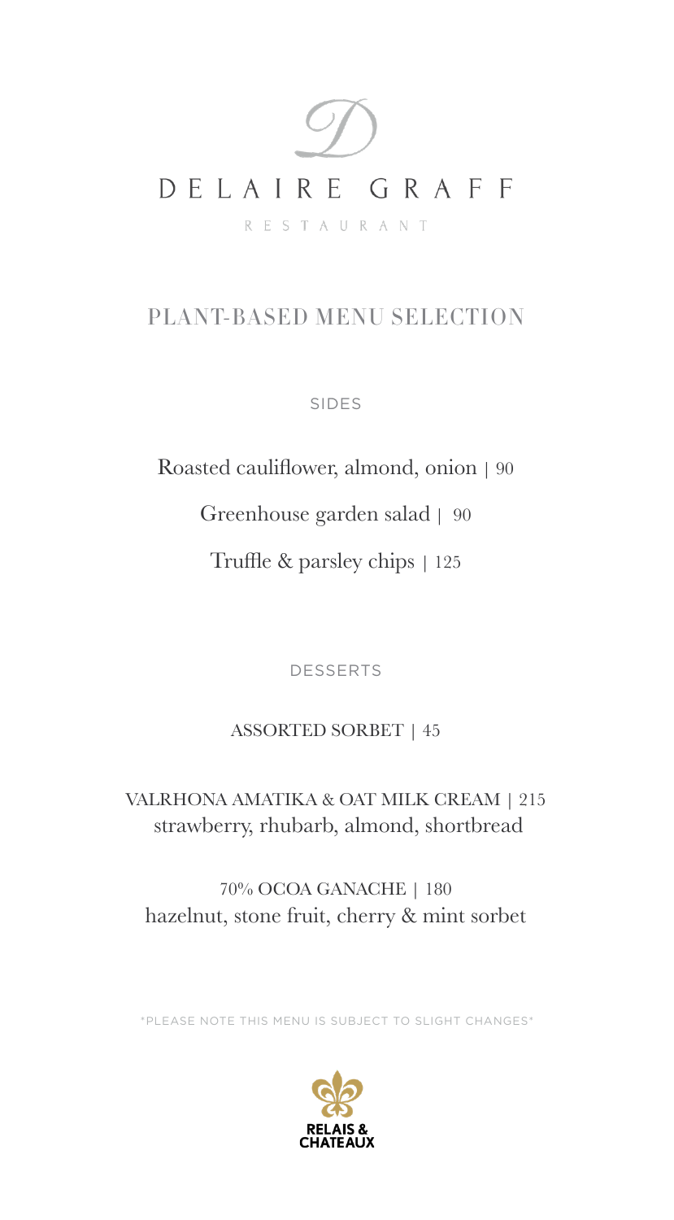# DELAIRE GRAFF

RESTAURANT

## PLANT-BASED MENU SELECTION

### SIDES

Roasted cauliflower, almond, onion | 90

Greenhouse garden salad | 90

Truffle & parsley chips | 125

### DESSERTS

ASSORTED SORBET | 45

VALRHONA AMATIKA & OAT MILK CREAM | 215
strawberry, rhubarb, almond, shortbread

70% OCOA GANACHE | 180
hazelnut, stone fruit, cherry & mint sorbet

*PLEASE NOTE THIS MENU IS SUBJECT TO SLIGHT CHANGES*

RELAIS & CHATEAUX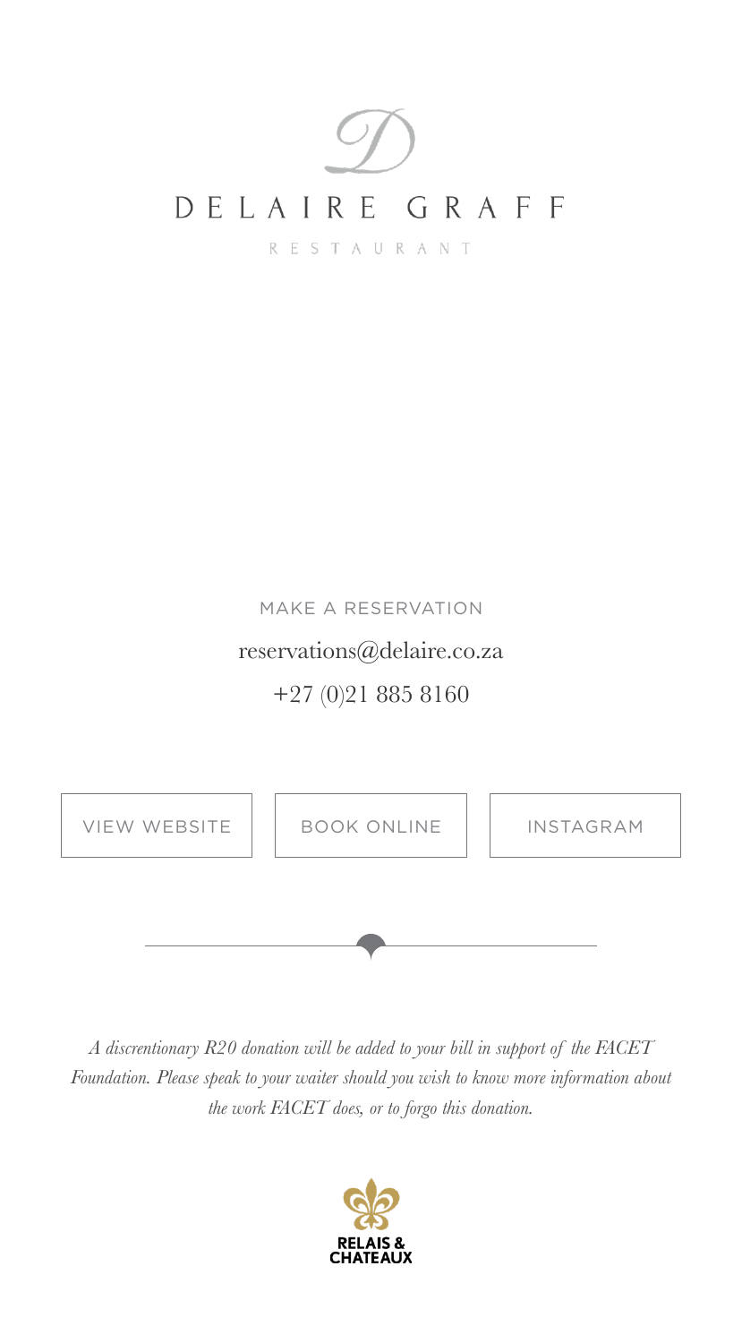# DELAIRE GRAFF

RESTAURANT

MAKE A RESERVATION

reservations@delaire.co.za

+27 (0)21 885 8160

VIEW WEBSITE | BOOK ONLINE | INSTAGRAM

*A discrentionary R20 donation will be added to your bill in support of the FACET Foundation. Please speak to your waiter should you wish to know more information about the work FACET does, or to forgo this donation.*

RELAIS & CHATEAUX